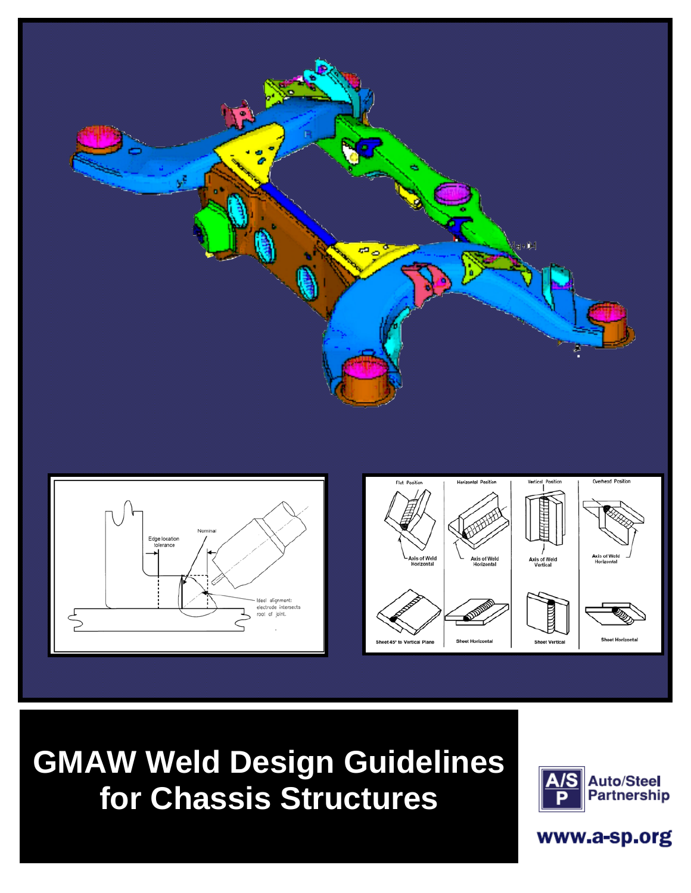# GMAW Weld Design Guidelines for Chassis Structures

Auto/Steel Partnership

www.a-sp.org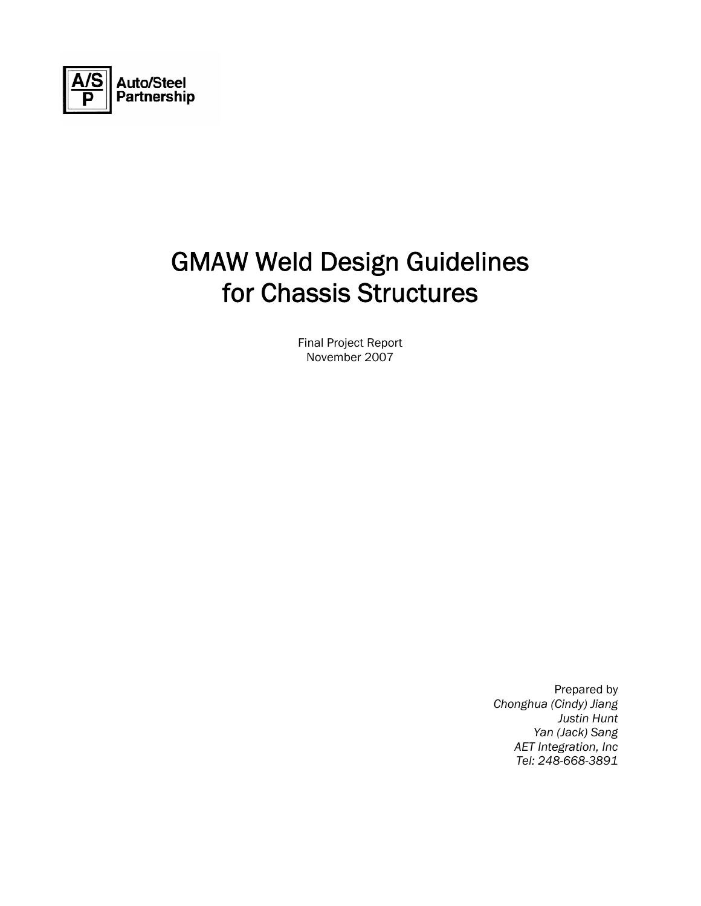A/S P Auto/Steel Partnership

# GMAW Weld Design Guidelines for Chassis Structures

Final Project Report
November 2007

Prepared by
*Chonghua (Cindy) Jiang*
*Justin Hunt*
*Yan (Jack) Sang*
*AET Integration, Inc*
*Tel: 248-668-3891*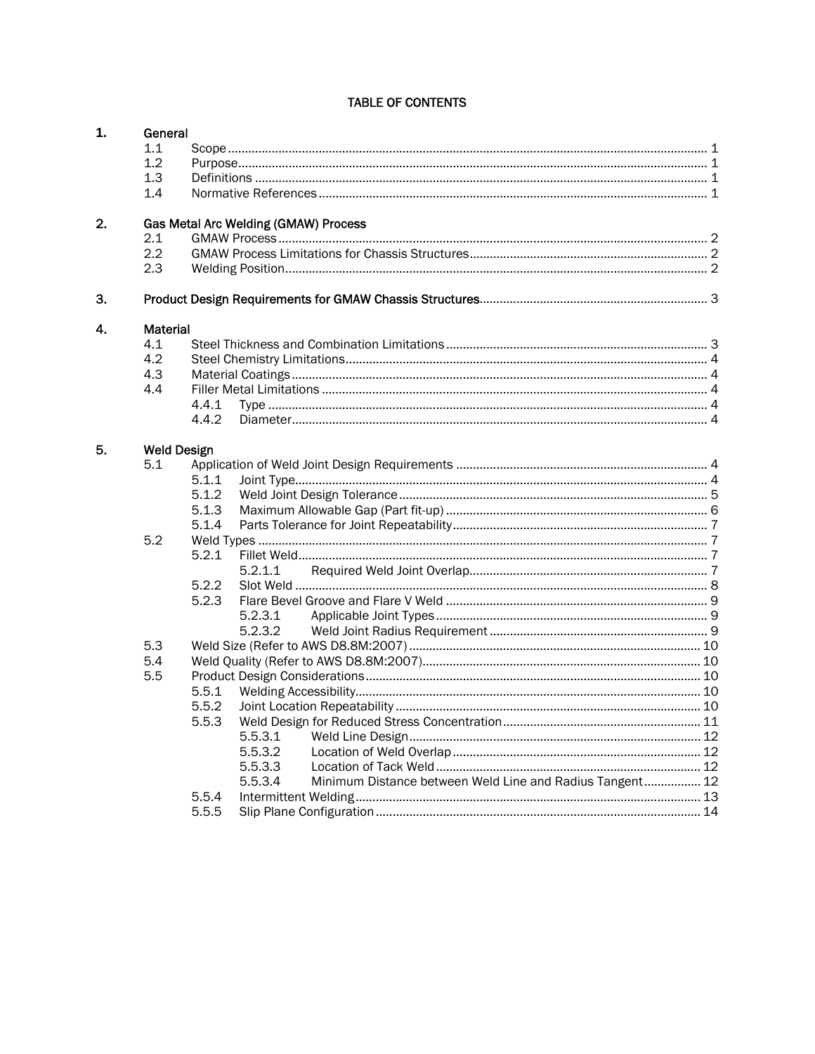# TABLE OF CONTENTS

**1. General**

- 1.1 Scope ..... 1
- 1.2 Purpose ..... 1
- 1.3 Definitions ..... 1
- 1.4 Normative References ..... 1

**2. Gas Metal Arc Welding (GMAW) Process**

- 2.1 GMAW Process ..... 2
- 2.2 GMAW Process Limitations for Chassis Structures ..... 2
- 2.3 Welding Position ..... 2

**3. Product Design Requirements for GMAW Chassis Structures ..... 3**

**4. Material**

- 4.1 Steel Thickness and Combination Limitations ..... 3
- 4.2 Steel Chemistry Limitations ..... 4
- 4.3 Material Coatings ..... 4
- 4.4 Filler Metal Limitations ..... 4
  - 4.4.1 Type ..... 4
  - 4.4.2 Diameter ..... 4

**5. Weld Design**

- 5.1 Application of Weld Joint Design Requirements ..... 4
  - 5.1.1 Joint Type ..... 4
  - 5.1.2 Weld Joint Design Tolerance ..... 5
  - 5.1.3 Maximum Allowable Gap (Part fit-up) ..... 6
  - 5.1.4 Parts Tolerance for Joint Repeatability ..... 7
- 5.2 Weld Types ..... 7
  - 5.2.1 Fillet Weld ..... 7
    - 5.2.1.1 Required Weld Joint Overlap ..... 7
  - 5.2.2 Slot Weld ..... 8
  - 5.2.3 Flare Bevel Groove and Flare V Weld ..... 9
    - 5.2.3.1 Applicable Joint Types ..... 9
    - 5.2.3.2 Weld Joint Radius Requirement ..... 9
- 5.3 Weld Size (Refer to AWS D8.8M:2007) ..... 10
- 5.4 Weld Quality (Refer to AWS D8.8M:2007) ..... 10
- 5.5 Product Design Considerations ..... 10
  - 5.5.1 Welding Accessibility ..... 10
  - 5.5.2 Joint Location Repeatability ..... 10
  - 5.5.3 Weld Design for Reduced Stress Concentration ..... 11
    - 5.5.3.1 Weld Line Design ..... 12
    - 5.5.3.2 Location of Weld Overlap ..... 12
    - 5.5.3.3 Location of Tack Weld ..... 12
    - 5.5.3.4 Minimum Distance between Weld Line and Radius Tangent ..... 12
  - 5.5.4 Intermittent Welding ..... 13
  - 5.5.5 Slip Plane Configuration ..... 14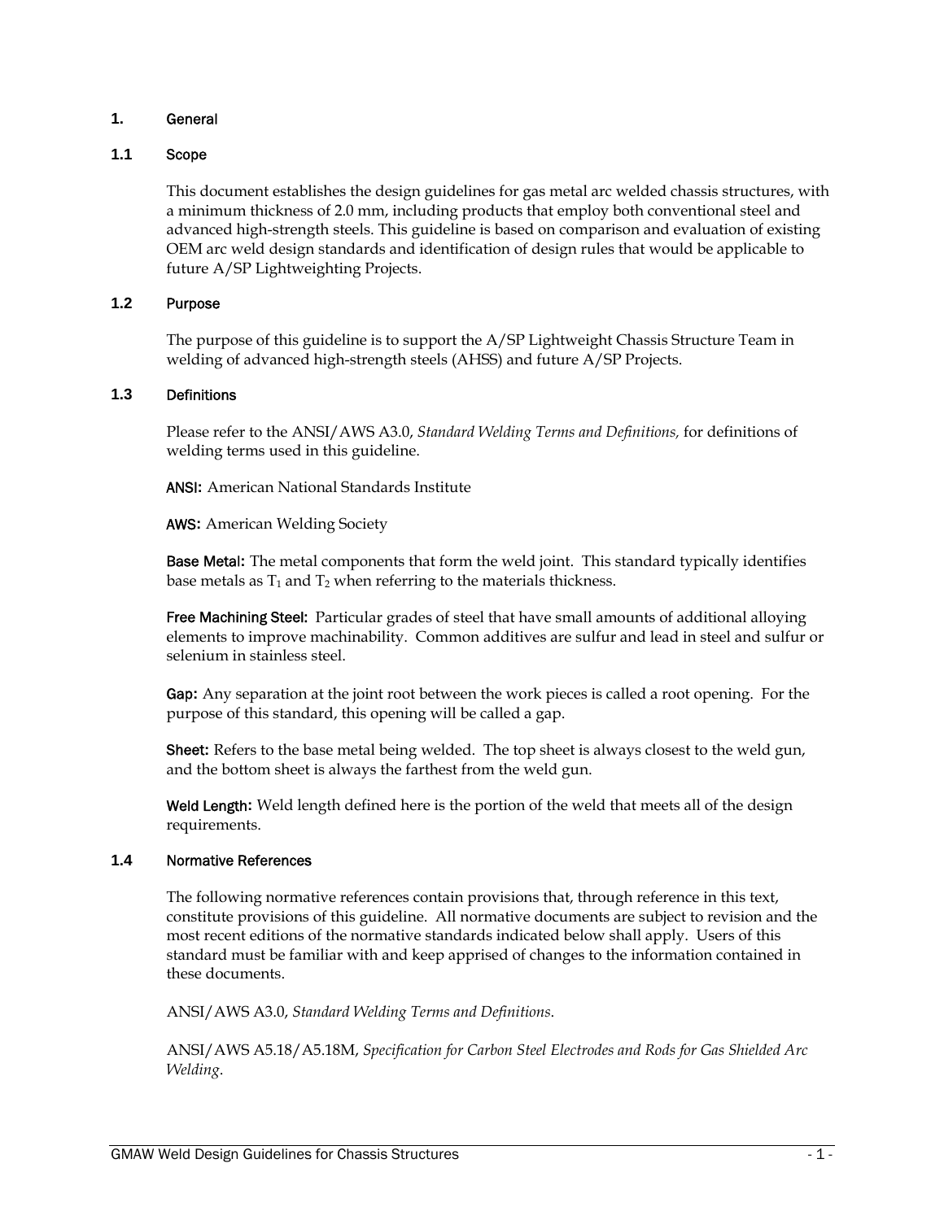# 1. General

## 1.1 Scope

This document establishes the design guidelines for gas metal arc welded chassis structures, with a minimum thickness of 2.0 mm, including products that employ both conventional steel and advanced high-strength steels. This guideline is based on comparison and evaluation of existing OEM arc weld design standards and identification of design rules that would be applicable to future A/SP Lightweighting Projects.

## 1.2 Purpose

The purpose of this guideline is to support the A/SP Lightweight Chassis Structure Team in welding of advanced high-strength steels (AHSS) and future A/SP Projects.

## 1.3 Definitions

Please refer to the ANSI/AWS A3.0, *Standard Welding Terms and Definitions,* for definitions of welding terms used in this guideline.

**ANSI:** American National Standards Institute

**AWS:** American Welding Society

**Base Metal:** The metal components that form the weld joint. This standard typically identifies base metals as $T_1$ and $T_2$ when referring to the materials thickness.

**Free Machining Steel:** Particular grades of steel that have small amounts of additional alloying elements to improve machinability. Common additives are sulfur and lead in steel and sulfur or selenium in stainless steel.

**Gap:** Any separation at the joint root between the work pieces is called a root opening. For the purpose of this standard, this opening will be called a gap.

**Sheet:** Refers to the base metal being welded. The top sheet is always closest to the weld gun, and the bottom sheet is always the farthest from the weld gun.

**Weld Length:** Weld length defined here is the portion of the weld that meets all of the design requirements.

## 1.4 Normative References

The following normative references contain provisions that, through reference in this text, constitute provisions of this guideline. All normative documents are subject to revision and the most recent editions of the normative standards indicated below shall apply. Users of this standard must be familiar with and keep apprised of changes to the information contained in these documents.

ANSI/AWS A3.0, *Standard Welding Terms and Definitions.*

ANSI/AWS A5.18/A5.18M, *Specification for Carbon Steel Electrodes and Rods for Gas Shielded Arc Welding.*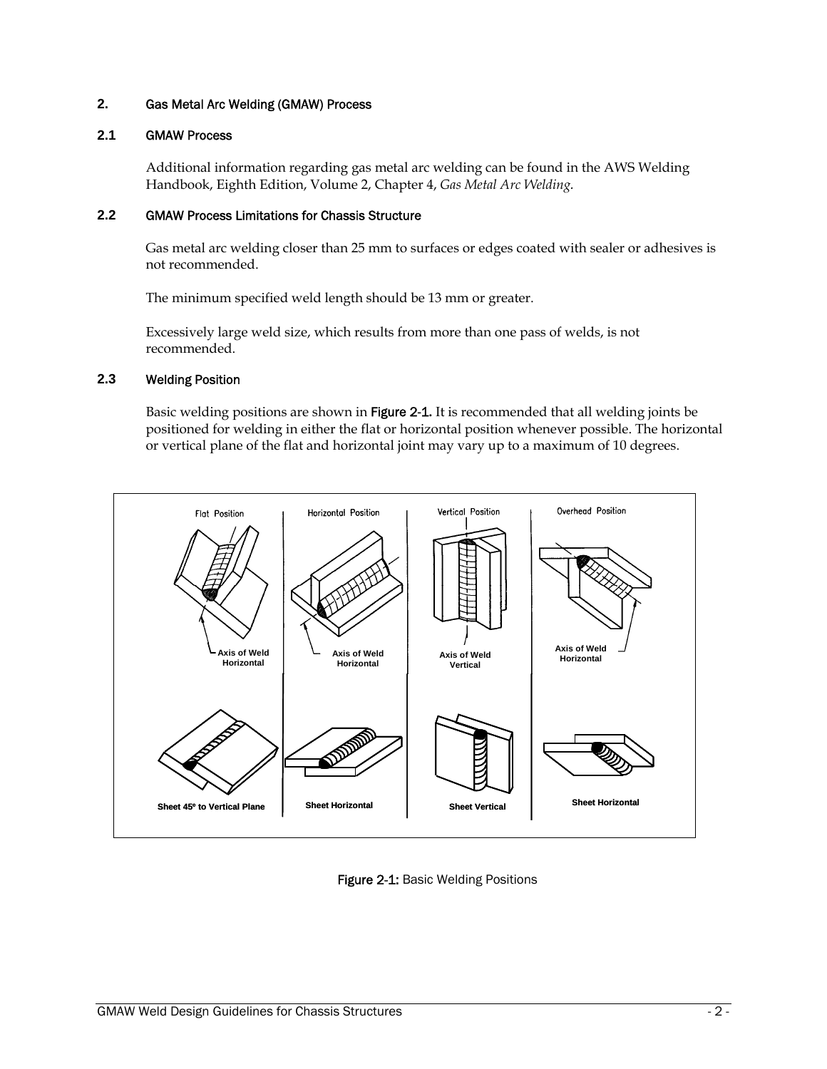## 2. Gas Metal Arc Welding (GMAW) Process

### 2.1 GMAW Process

Additional information regarding gas metal arc welding can be found in the AWS Welding Handbook, Eighth Edition, Volume 2, Chapter 4, *Gas Metal Arc Welding*.

### 2.2 GMAW Process Limitations for Chassis Structure

Gas metal arc welding closer than 25 mm to surfaces or edges coated with sealer or adhesives is not recommended.

The minimum specified weld length should be 13 mm or greater.

Excessively large weld size, which results from more than one pass of welds, is not recommended.

### 2.3 Welding Position

Basic welding positions are shown in **Figure 2-1.** It is recommended that all welding joints be positioned for welding in either the flat or horizontal position whenever possible. The horizontal or vertical plane of the flat and horizontal joint may vary up to a maximum of 10 degrees.

Flat Position — Axis of Weld Horizontal — Sheet 45° to Vertical Plane

Horizontal Position — Axis of Weld Horizontal — Sheet Horizontal

Vertical Position — Axis of Weld Vertical — Sheet Vertical

Overhead Position — Axis of Weld Horizontal — Sheet Horizontal

**Figure 2-1:** Basic Welding Positions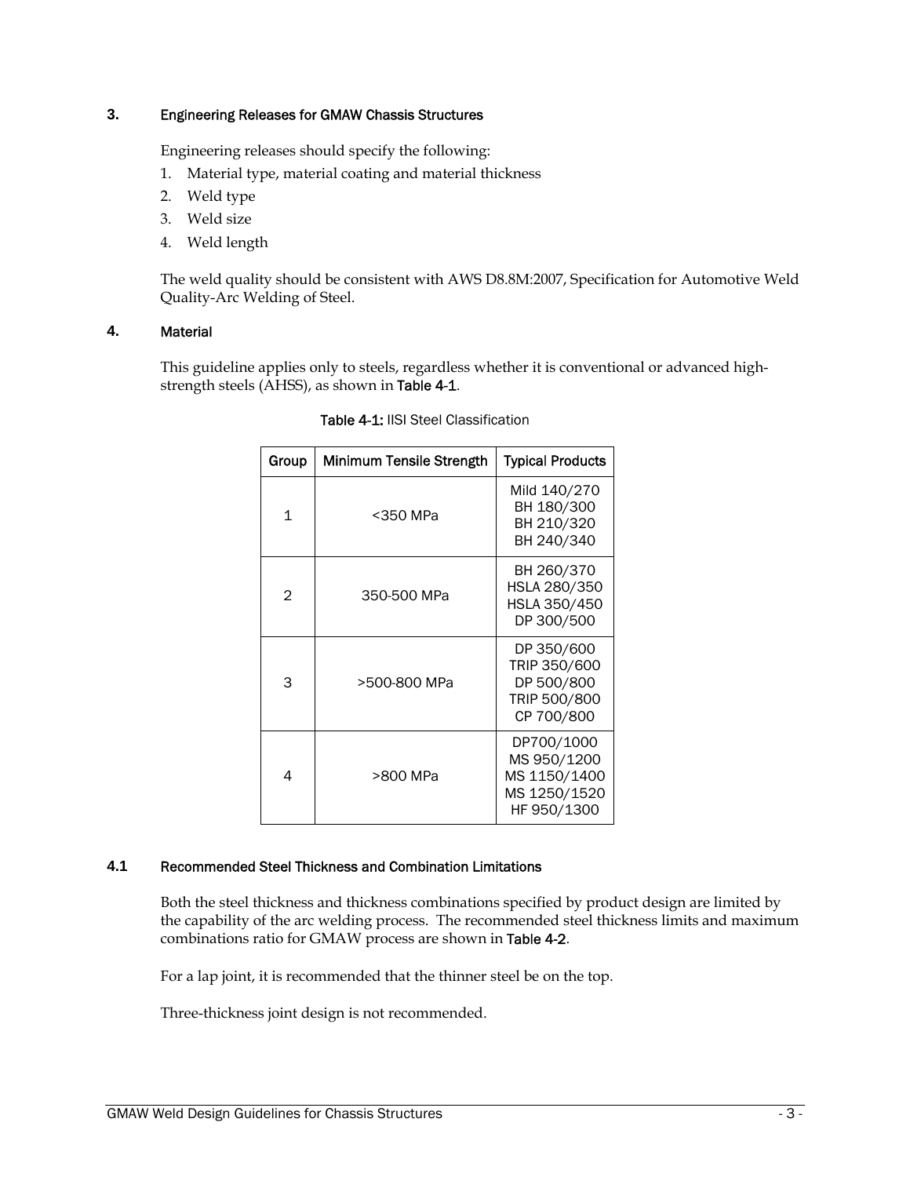## 3. Engineering Releases for GMAW Chassis Structures

Engineering releases should specify the following:

1. Material type, material coating and material thickness
2. Weld type
3. Weld size
4. Weld length

The weld quality should be consistent with AWS D8.8M:2007, Specification for Automotive Weld Quality-Arc Welding of Steel.

## 4. Material

This guideline applies only to steels, regardless whether it is conventional or advanced high-strength steels (AHSS), as shown in **Table 4-1**.

**Table 4-1:** IISI Steel Classification

| Group | Minimum Tensile Strength | Typical Products |
|---|---|---|
| 1 | <350 MPa | Mild 140/270<br>BH 180/300<br>BH 210/320<br>BH 240/340 |
| 2 | 350-500 MPa | BH 260/370<br>HSLA 280/350<br>HSLA 350/450<br>DP 300/500 |
| 3 | >500-800 MPa | DP 350/600<br>TRIP 350/600<br>DP 500/800<br>TRIP 500/800<br>CP 700/800 |
| 4 | >800 MPa | DP700/1000<br>MS 950/1200<br>MS 1150/1400<br>MS 1250/1520<br>HF 950/1300 |

### 4.1 Recommended Steel Thickness and Combination Limitations

Both the steel thickness and thickness combinations specified by product design are limited by the capability of the arc welding process. The recommended steel thickness limits and maximum combinations ratio for GMAW process are shown in **Table 4-2**.

For a lap joint, it is recommended that the thinner steel be on the top.

Three-thickness joint design is not recommended.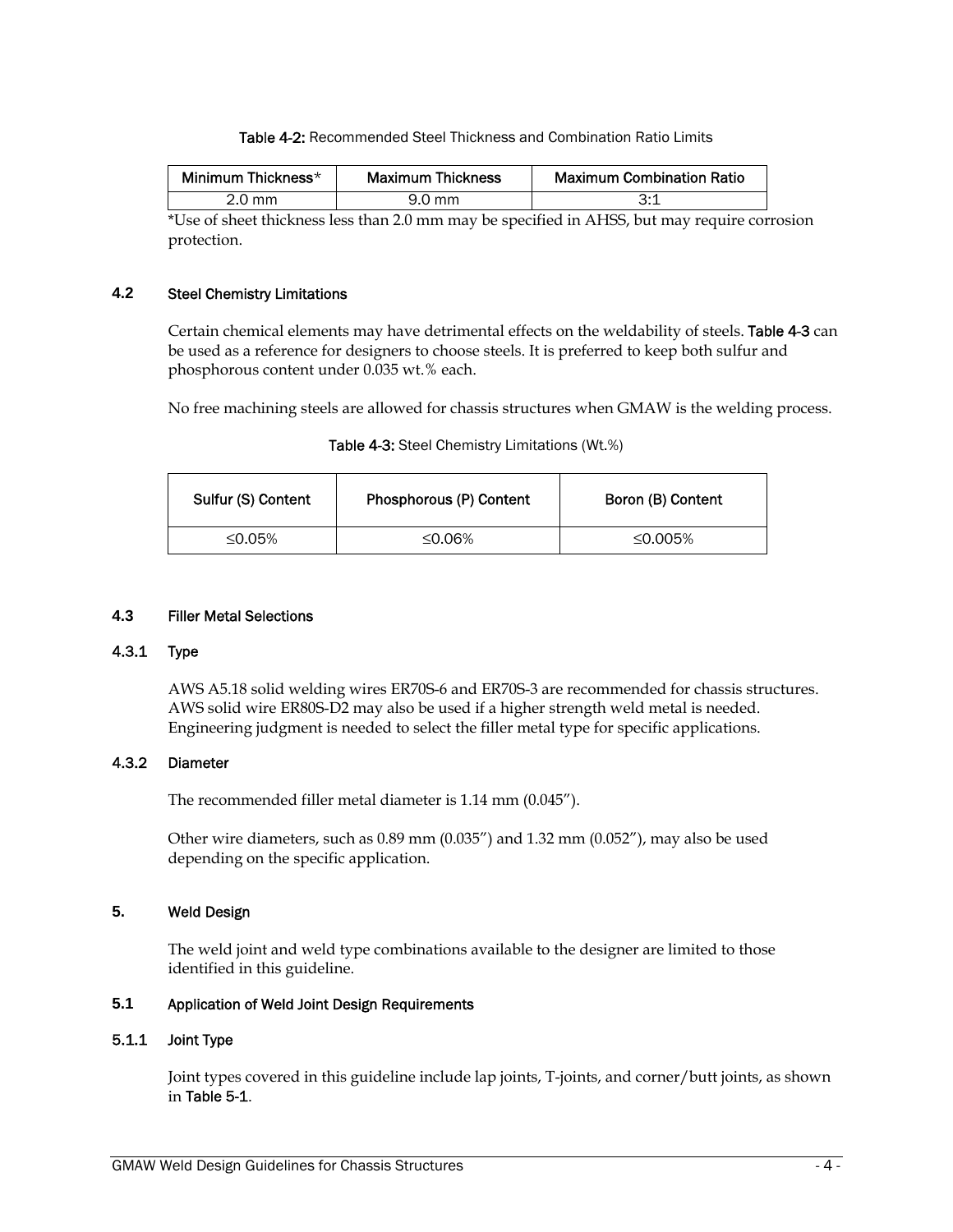Table 4-2: Recommended Steel Thickness and Combination Ratio Limits

| Minimum Thickness* | Maximum Thickness | Maximum Combination Ratio |
|---|---|---|
| 2.0 mm | 9.0 mm | 3:1 |

*Use of sheet thickness less than 2.0 mm may be specified in AHSS, but may require corrosion protection.

### 4.2 Steel Chemistry Limitations

Certain chemical elements may have detrimental effects on the weldability of steels. Table 4-3 can be used as a reference for designers to choose steels. It is preferred to keep both sulfur and phosphorous content under 0.035 wt.% each.

No free machining steels are allowed for chassis structures when GMAW is the welding process.

Table 4-3: Steel Chemistry Limitations (Wt.%)

| Sulfur (S) Content | Phosphorous (P) Content | Boron (B) Content |
|---|---|---|
| ≤0.05% | ≤0.06% | ≤0.005% |

### 4.3 Filler Metal Selections

#### 4.3.1 Type

AWS A5.18 solid welding wires ER70S-6 and ER70S-3 are recommended for chassis structures. AWS solid wire ER80S-D2 may also be used if a higher strength weld metal is needed. Engineering judgment is needed to select the filler metal type for specific applications.

#### 4.3.2 Diameter

The recommended filler metal diameter is 1.14 mm (0.045”).

Other wire diameters, such as 0.89 mm (0.035”) and 1.32 mm (0.052”), may also be used depending on the specific application.

## 5. Weld Design

The weld joint and weld type combinations available to the designer are limited to those identified in this guideline.

### 5.1 Application of Weld Joint Design Requirements

#### 5.1.1 Joint Type

Joint types covered in this guideline include lap joints, T-joints, and corner/butt joints, as shown in Table 5-1.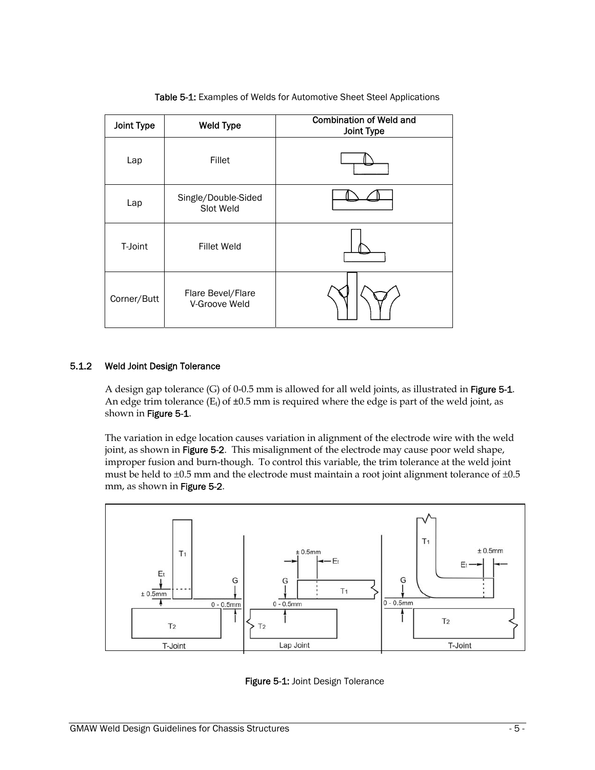Table 5-1: Examples of Welds for Automotive Sheet Steel Applications

| Joint Type | Weld Type | Combination of Weld and Joint Type |
| --- | --- | --- |
| Lap | Fillet | |
| Lap | Single/Double-Sided Slot Weld | |
| T-Joint | Fillet Weld | |
| Corner/Butt | Flare Bevel/Flare V-Groove Weld | |

### 5.1.2 Weld Joint Design Tolerance

A design gap tolerance (G) of 0-0.5 mm is allowed for all weld joints, as illustrated in **Figure 5-1**. An edge trim tolerance ($E_t$) of ±0.5 mm is required where the edge is part of the weld joint, as shown in **Figure 5-1**.

The variation in edge location causes variation in alignment of the electrode wire with the weld joint, as shown in **Figure 5-2**. This misalignment of the electrode may cause poor weld shape, improper fusion and burn-though. To control this variable, the trim tolerance at the weld joint must be held to ±0.5 mm and the electrode must maintain a root joint alignment tolerance of ±0.5 mm, as shown in **Figure 5-2**.

**Figure 5-1:** Joint Design Tolerance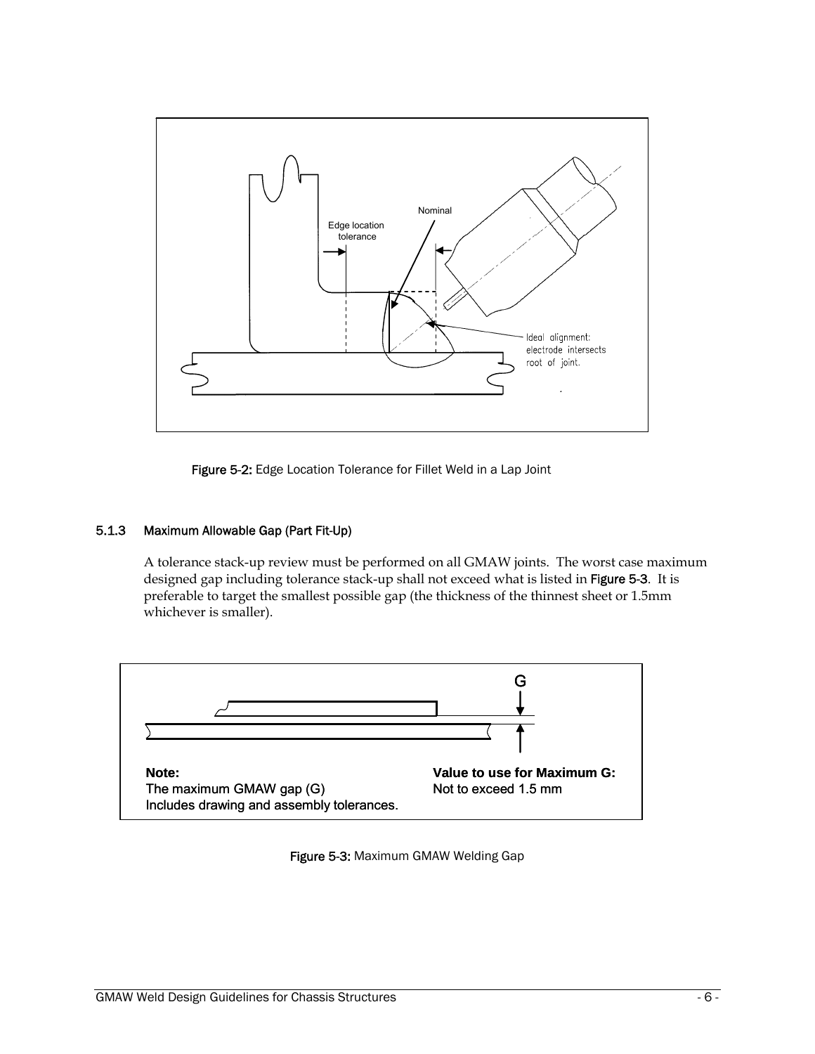Edge location tolerance

Nominal

Ideal alignment: electrode intersects root of joint.

Figure 5-2: Edge Location Tolerance for Fillet Weld in a Lap Joint

### 5.1.3 Maximum Allowable Gap (Part Fit-Up)

A tolerance stack-up review must be performed on all GMAW joints. The worst case maximum designed gap including tolerance stack-up shall not exceed what is listed in **Figure 5-3**. It is preferable to target the smallest possible gap (the thickness of the thinnest sheet or 1.5mm whichever is smaller).

G

**Note:**
The maximum GMAW gap (G)
Includes drawing and assembly tolerances.

**Value to use for Maximum G:**
Not to exceed 1.5 mm

Figure 5-3: Maximum GMAW Welding Gap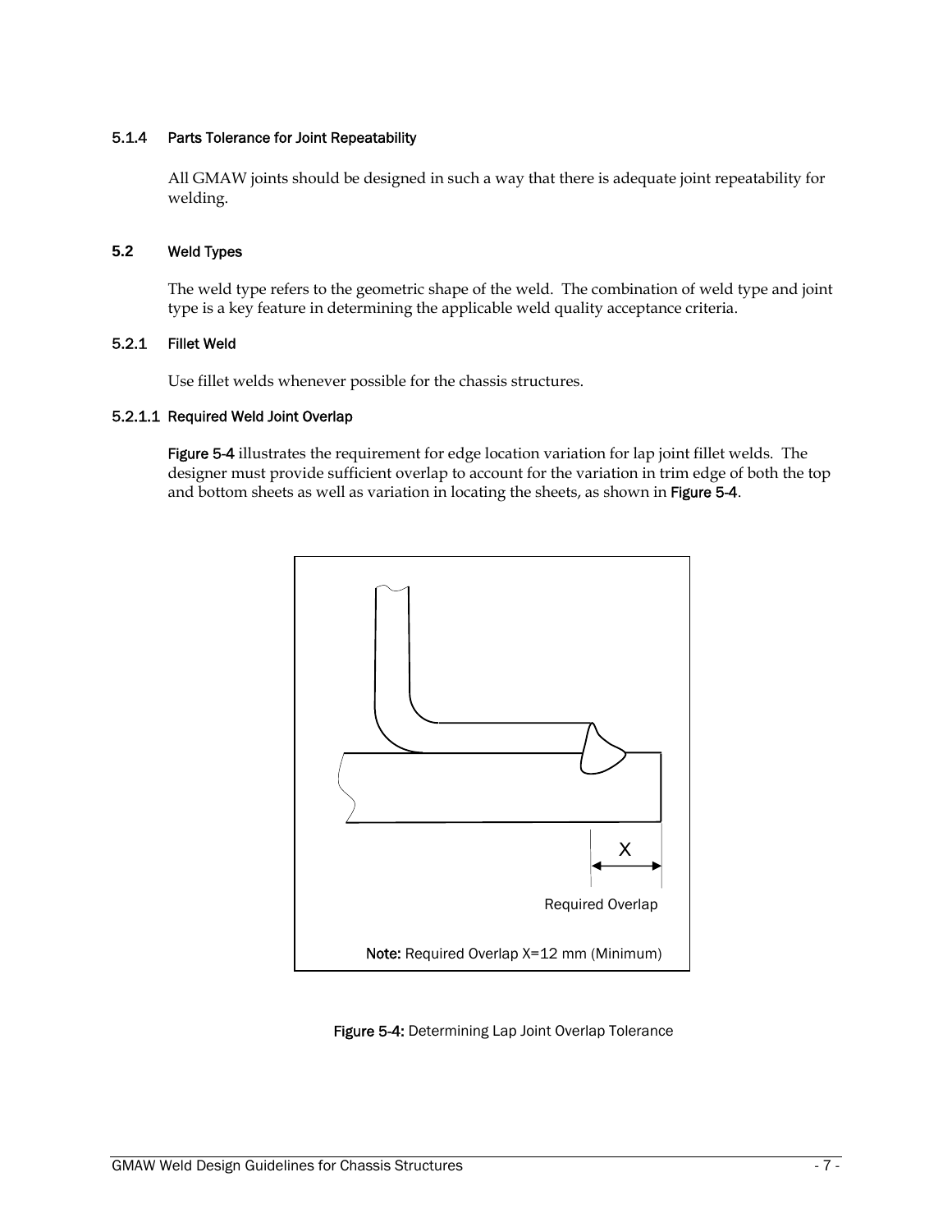#### 5.1.4 Parts Tolerance for Joint Repeatability

All GMAW joints should be designed in such a way that there is adequate joint repeatability for welding.

### 5.2 Weld Types

The weld type refers to the geometric shape of the weld. The combination of weld type and joint type is a key feature in determining the applicable weld quality acceptance criteria.

#### 5.2.1 Fillet Weld

Use fillet welds whenever possible for the chassis structures.

##### 5.2.1.1 Required Weld Joint Overlap

**Figure 5-4** illustrates the requirement for edge location variation for lap joint fillet welds. The designer must provide sufficient overlap to account for the variation in trim edge of both the top and bottom sheets as well as variation in locating the sheets, as shown in **Figure 5-4**.

X

Required Overlap

**Note:** Required Overlap X=12 mm (Minimum)

**Figure 5-4:** Determining Lap Joint Overlap Tolerance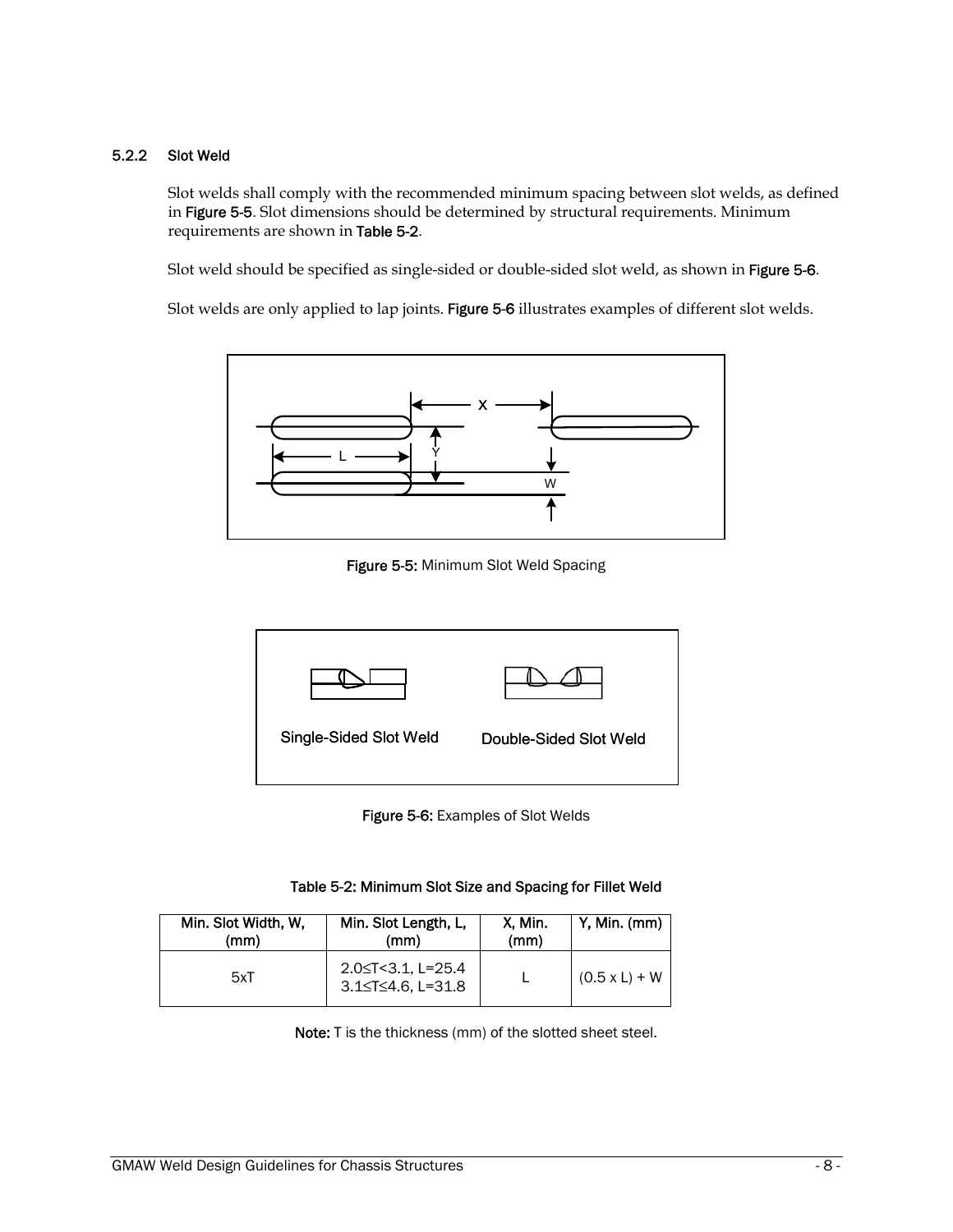### 5.2.2 Slot Weld

Slot welds shall comply with the recommended minimum spacing between slot welds, as defined in **Figure 5-5**. Slot dimensions should be determined by structural requirements. Minimum requirements are shown in **Table 5-2**.

Slot weld should be specified as single-sided or double-sided slot weld, as shown in **Figure 5-6**.

Slot welds are only applied to lap joints. **Figure 5-6** illustrates examples of different slot welds.

**Figure 5-5:** Minimum Slot Weld Spacing

**Figure 5-6:** Examples of Slot Welds

**Table 5-2: Minimum Slot Size and Spacing for Fillet Weld**

| Min. Slot Width, W, (mm) | Min. Slot Length, L, (mm) | X, Min. (mm) | Y, Min. (mm) |
|---|---|---|---|
| 5xT | $2.0 \leq T < 3.1$, L=25.4<br>$3.1 \leq T \leq 4.6$, L=31.8 | L | (0.5 x L) + W |

**Note:** T is the thickness (mm) of the slotted sheet steel.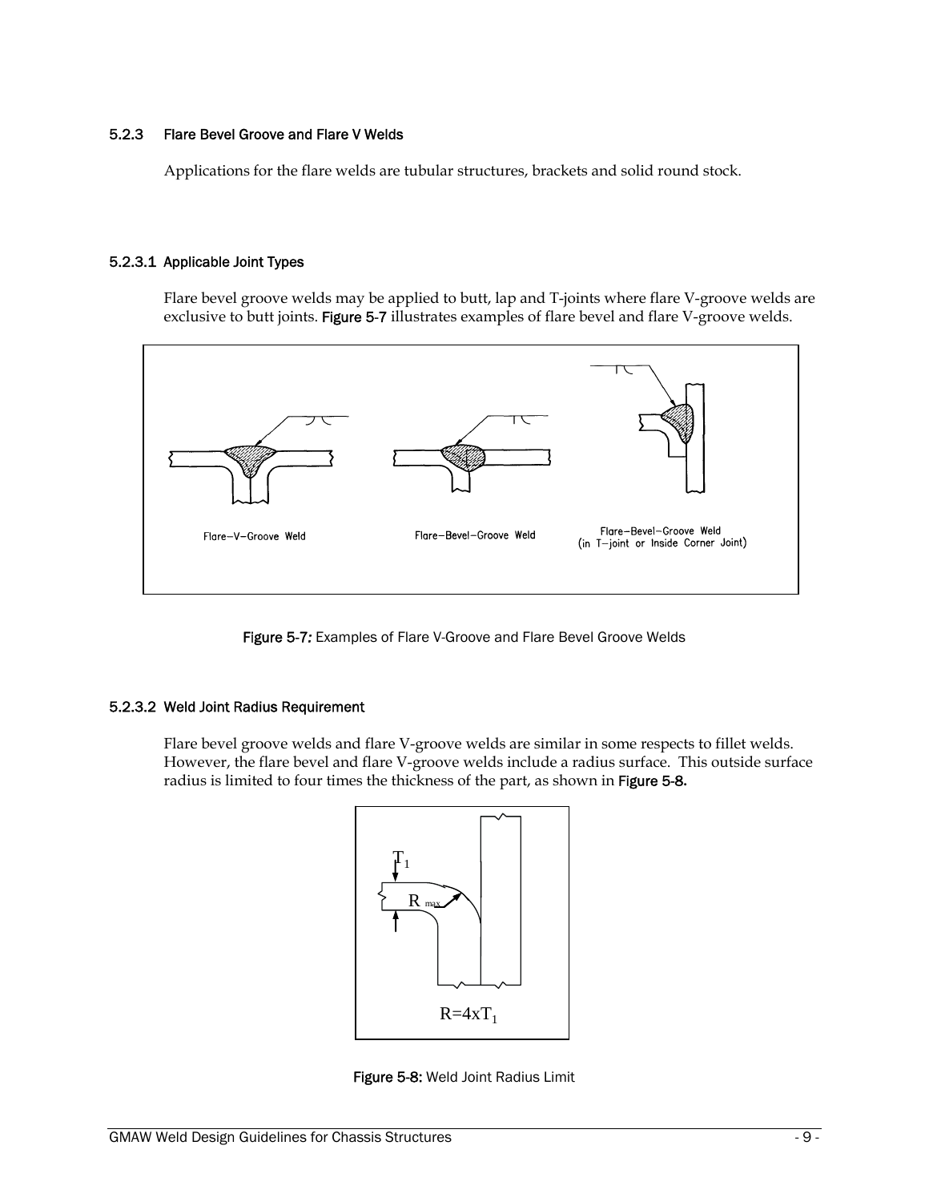#### 5.2.3 Flare Bevel Groove and Flare V Welds

Applications for the flare welds are tubular structures, brackets and solid round stock.

##### 5.2.3.1 Applicable Joint Types

Flare bevel groove welds may be applied to butt, lap and T-joints where flare V-groove welds are exclusive to butt joints. **Figure 5-7** illustrates examples of flare bevel and flare V-groove welds.

Flare–V–Groove Weld

Flare–Bevel–Groove Weld

Flare–Bevel–Groove Weld (in T–joint or Inside Corner Joint)

**Figure 5-7***:* Examples of Flare V-Groove and Flare Bevel Groove Welds

##### 5.2.3.2 Weld Joint Radius Requirement

Flare bevel groove welds and flare V-groove welds are similar in some respects to fillet welds. However, the flare bevel and flare V-groove welds include a radius surface. This outside surface radius is limited to four times the thickness of the part, as shown in **Figure 5-8.**

$T_1$

$R_{max}$

$R=4xT_1$

**Figure 5-8:** Weld Joint Radius Limit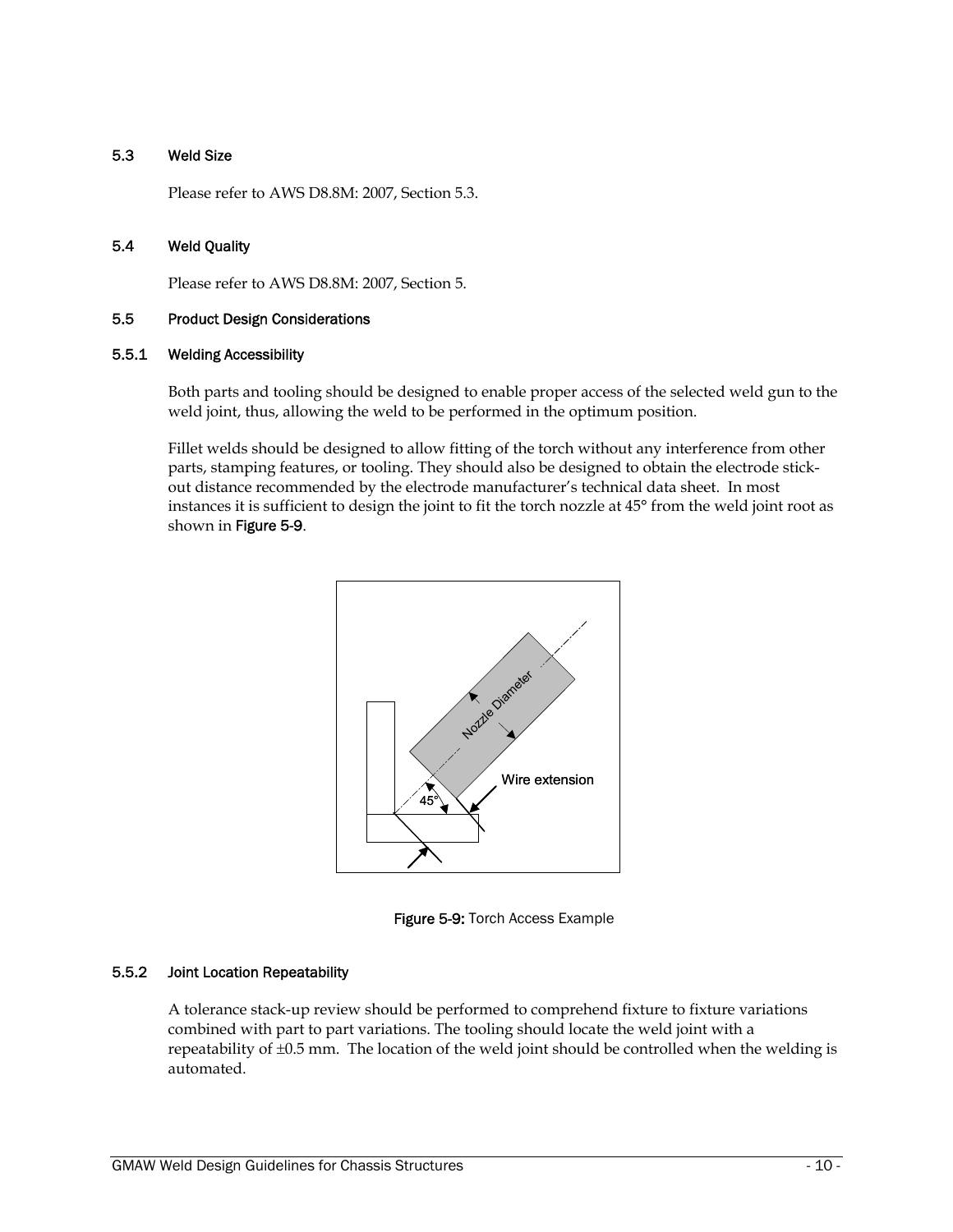### 5.3 Weld Size

Please refer to AWS D8.8M: 2007, Section 5.3.

### 5.4 Weld Quality

Please refer to AWS D8.8M: 2007, Section 5.

### 5.5 Product Design Considerations

#### 5.5.1 Welding Accessibility

Both parts and tooling should be designed to enable proper access of the selected weld gun to the weld joint, thus, allowing the weld to be performed in the optimum position.

Fillet welds should be designed to allow fitting of the torch without any interference from other parts, stamping features, or tooling. They should also be designed to obtain the electrode stick-out distance recommended by the electrode manufacturer's technical data sheet. In most instances it is sufficient to design the joint to fit the torch nozzle at 45° from the weld joint root as shown in **Figure 5-9**.

**Figure 5-9:** Torch Access Example

#### 5.5.2 Joint Location Repeatability

A tolerance stack-up review should be performed to comprehend fixture to fixture variations combined with part to part variations. The tooling should locate the weld joint with a repeatability of ±0.5 mm. The location of the weld joint should be controlled when the welding is automated.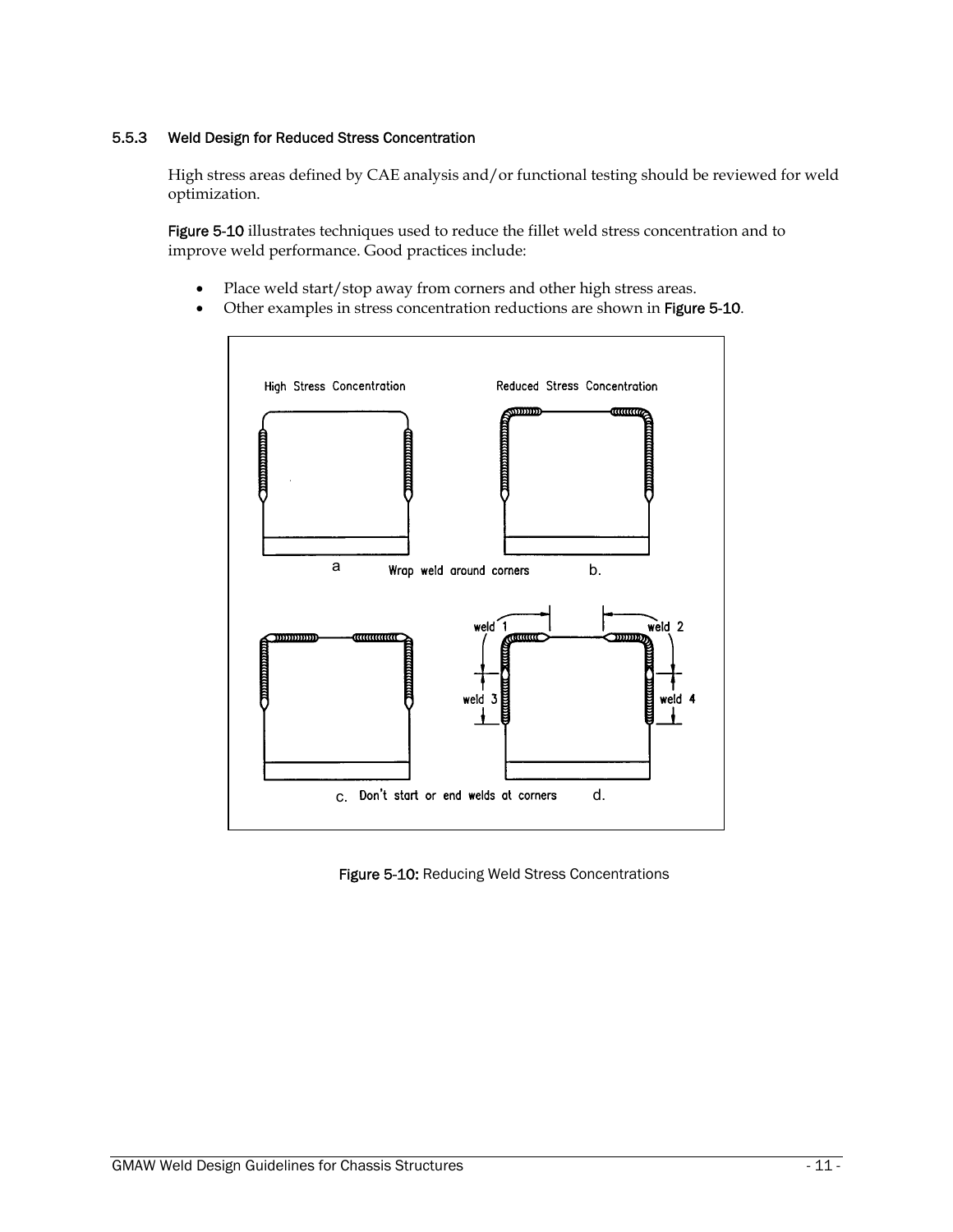### 5.5.3 Weld Design for Reduced Stress Concentration

High stress areas defined by CAE analysis and/or functional testing should be reviewed for weld optimization.

**Figure 5-10** illustrates techniques used to reduce the fillet weld stress concentration and to improve weld performance. Good practices include:

- Place weld start/stop away from corners and other high stress areas.
- Other examples in stress concentration reductions are shown in **Figure 5-10**.

**Figure 5-10:** Reducing Weld Stress Concentrations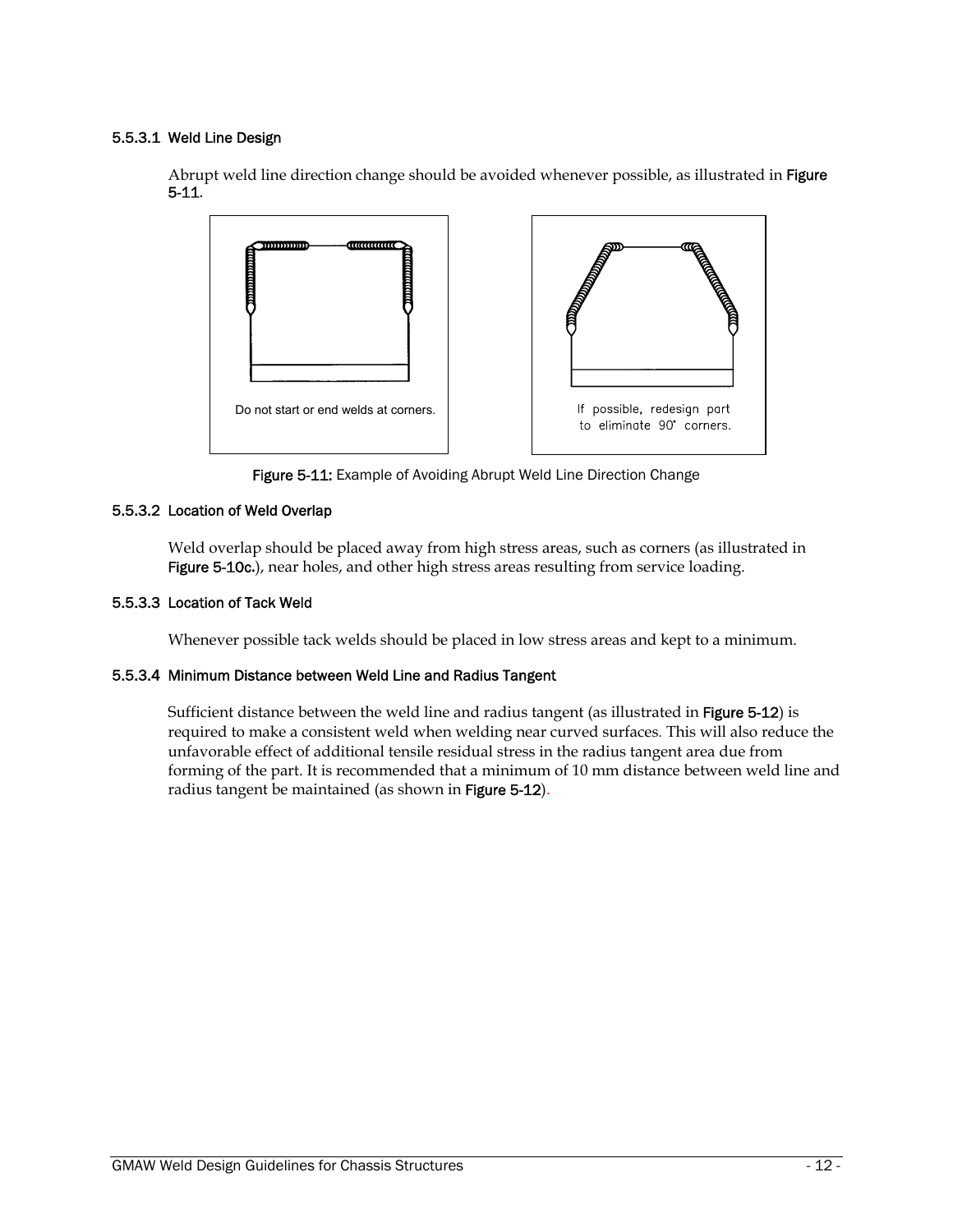#### 5.5.3.1 Weld Line Design

Abrupt weld line direction change should be avoided whenever possible, as illustrated in **Figure 5-11**.

Do not start or end welds at corners.

If possible, redesign part to eliminate 90° corners.

**Figure 5-11:** Example of Avoiding Abrupt Weld Line Direction Change

#### 5.5.3.2 Location of Weld Overlap

Weld overlap should be placed away from high stress areas, such as corners (as illustrated in **Figure 5-10c.**), near holes, and other high stress areas resulting from service loading.

#### 5.5.3.3 Location of Tack Weld

Whenever possible tack welds should be placed in low stress areas and kept to a minimum.

#### 5.5.3.4 Minimum Distance between Weld Line and Radius Tangent

Sufficient distance between the weld line and radius tangent (as illustrated in **Figure 5-12**) is required to make a consistent weld when welding near curved surfaces. This will also reduce the unfavorable effect of additional tensile residual stress in the radius tangent area due from forming of the part. It is recommended that a minimum of 10 mm distance between weld line and radius tangent be maintained (as shown in **Figure 5-12**).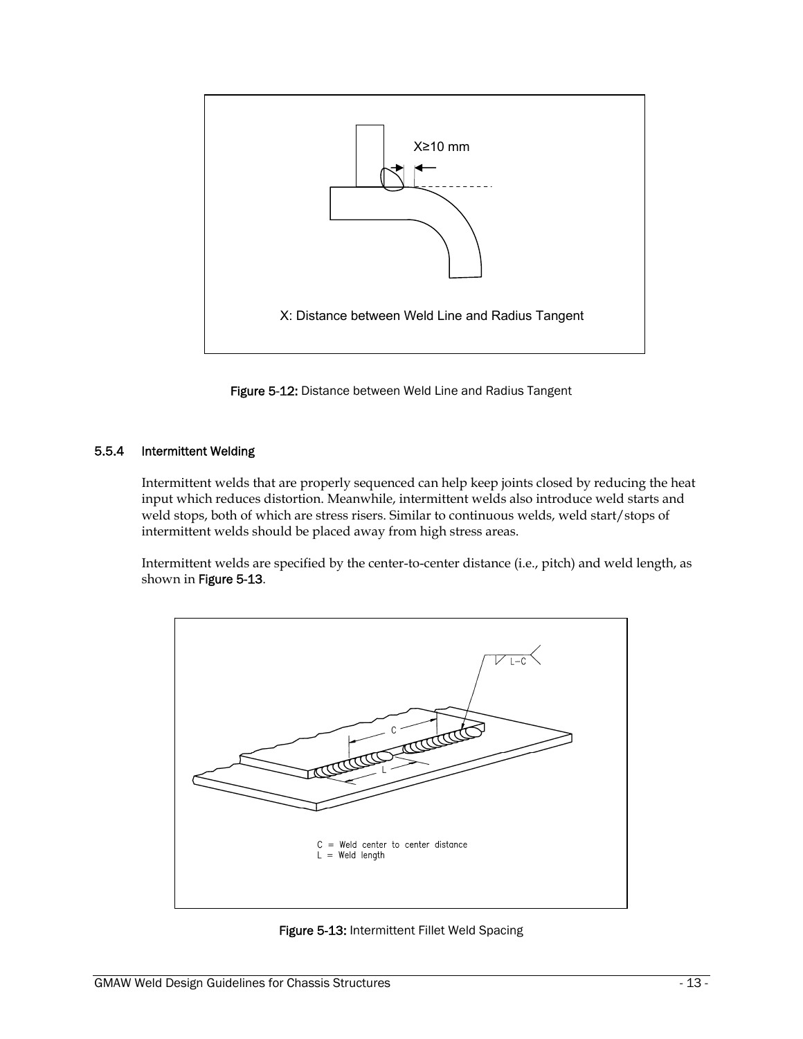Figure 5-12: Distance between Weld Line and Radius Tangent

#### 5.5.4 Intermittent Welding

Intermittent welds that are properly sequenced can help keep joints closed by reducing the heat input which reduces distortion. Meanwhile, intermittent welds also introduce weld starts and weld stops, both of which are stress risers. Similar to continuous welds, weld start/stops of intermittent welds should be placed away from high stress areas.

Intermittent welds are specified by the center-to-center distance (i.e., pitch) and weld length, as shown in **Figure 5-13**.

Figure 5-13: Intermittent Fillet Weld Spacing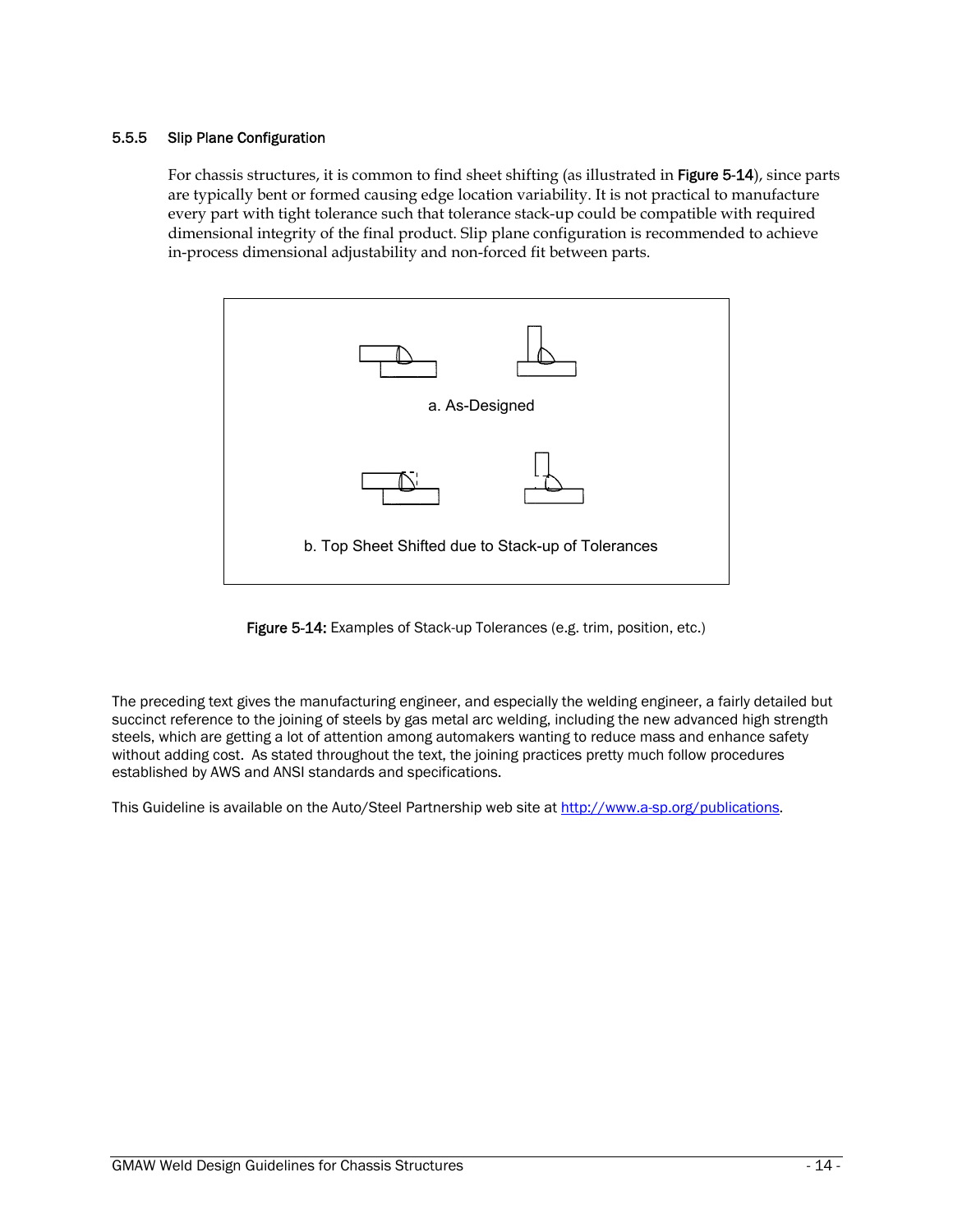### 5.5.5 Slip Plane Configuration

For chassis structures, it is common to find sheet shifting (as illustrated in **Figure 5-14**), since parts are typically bent or formed causing edge location variability. It is not practical to manufacture every part with tight tolerance such that tolerance stack-up could be compatible with required dimensional integrity of the final product. Slip plane configuration is recommended to achieve in-process dimensional adjustability and non-forced fit between parts.

a. As-Designed

b. Top Sheet Shifted due to Stack-up of Tolerances

**Figure 5-14:** Examples of Stack-up Tolerances (e.g. trim, position, etc.)

The preceding text gives the manufacturing engineer, and especially the welding engineer, a fairly detailed but succinct reference to the joining of steels by gas metal arc welding, including the new advanced high strength steels, which are getting a lot of attention among automakers wanting to reduce mass and enhance safety without adding cost. As stated throughout the text, the joining practices pretty much follow procedures established by AWS and ANSI standards and specifications.

This Guideline is available on the Auto/Steel Partnership web site at http://www.a-sp.org/publications.